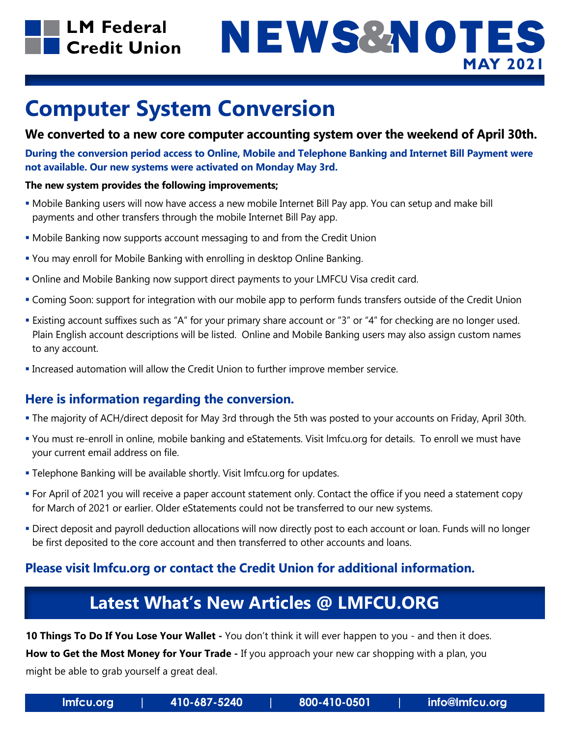# LM Federal Credit Union

# NEWS&NOTES

**MAY 2021**

## Computer System Conversion

**We converted to a new core computer accounting system over the weekend of April 30th.**

**During the conversion period access to Online, Mobile and Telephone Banking and Internet Bill Payment were not available. Our new systems were activated on Monday May 3rd.**

**The new system provides the following improvements;**

- Mobile Banking users will now have access a new mobile Internet Bill Pay app. You can setup and make bill payments and other transfers through the mobile Internet Bill Pay app.
- Mobile Banking now supports account messaging to and from the Credit Union
- You may enroll for Mobile Banking with enrolling in desktop Online Banking.
- Online and Mobile Banking now support direct payments to your LMFCU Visa credit card.
- Coming Soon: support for integration with our mobile app to perform funds transfers outside of the Credit Union
- Existing account suffixes such as "A" for your primary share account or "3" or "4" for checking are no longer used. Plain English account descriptions will be listed. Online and Mobile Banking users may also assign custom names to any account.
- Increased automation will allow the Credit Union to further improve member service.

### Here is information regarding the conversion.

- The majority of ACH/direct deposit for May 3rd through the 5th was posted to your accounts on Friday, April 30th.
- You must re-enroll in online, mobile banking and eStatements. Visit lmfcu.org for details. To enroll we must have your current email address on file.
- Telephone Banking will be available shortly. Visit lmfcu.org for updates.
- For April of 2021 you will receive a paper account statement only. Contact the office if you need a statement copy for March of 2021 or earlier. Older eStatements could not be transferred to our new systems.
- Direct deposit and payroll deduction allocations will now directly post to each account or loan. Funds will no longer be first deposited to the core account and then transferred to other accounts and loans.

### Please visit lmfcu.org or contact the Credit Union for additional information.

## Latest What's New Articles @ LMFCU.ORG

**10 Things To Do If You Lose Your Wallet -** You don't think it will ever happen to you - and then it does.

**How to Get the Most Money for Your Trade -** If you approach your new car shopping with a plan, you might be able to grab yourself a great deal.

lmfcu.org | 410-687-5240 | 800-410-0501 | info@lmfcu.org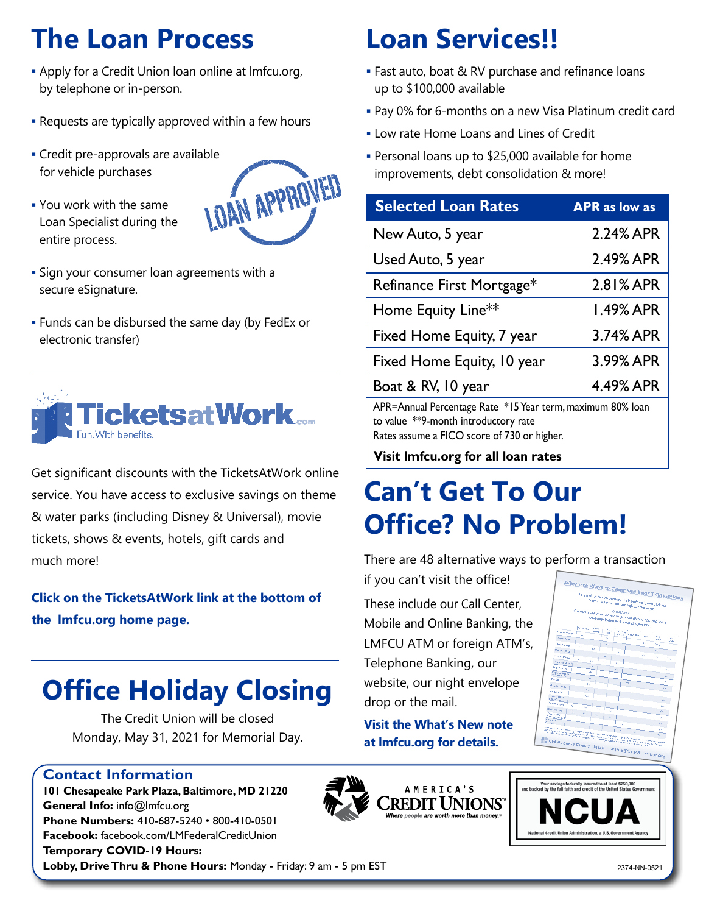# The Loan Process

- Apply for a Credit Union loan online at lmfcu.org, by telephone or in-person.
- Requests are typically approved within a few hours
- Credit pre-approvals are available for vehicle purchases
- You work with the same Loan Specialist during the entire process.
- Sign your consumer loan agreements with a secure eSignature.
- Funds can be disbursed the same day (by FedEx or electronic transfer)

TicketsatWork.com
Fun. With benefits.

Get significant discounts with the TicketsAtWork online service. You have access to exclusive savings on theme & water parks (including Disney & Universal), movie tickets, shows & events, hotels, gift cards and much more!

**Click on the TicketsAtWork link at the bottom of the lmfcu.org home page.**

# Office Holiday Closing

The Credit Union will be closed Monday, May 31, 2021 for Memorial Day.

# Loan Services!!

- Fast auto, boat & RV purchase and refinance loans up to $100,000 available
- Pay 0% for 6-months on a new Visa Platinum credit card
- Low rate Home Loans and Lines of Credit
- Personal loans up to $25,000 available for home improvements, debt consolidation & more!

| Selected Loan Rates | APR as low as |
|---|---|
| New Auto, 5 year | 2.24% APR |
| Used Auto, 5 year | 2.49% APR |
| Refinance First Mortgage* | 2.81% APR |
| Home Equity Line** | 1.49% APR |
| Fixed Home Equity, 7 year | 3.74% APR |
| Fixed Home Equity, 10 year | 3.99% APR |
| Boat & RV, 10 year | 4.49% APR |

APR=Annual Percentage Rate *15 Year term, maximum 80% loan to value **9-month introductory rate
Rates assume a FICO score of 730 or higher.

**Visit lmfcu.org for all loan rates**

# Can't Get To Our Office? No Problem!

There are 48 alternative ways to perform a transaction if you can't visit the office!

These include our Call Center, Mobile and Online Banking, the LMFCU ATM or foreign ATM's, Telephone Banking, our website, our night envelope drop or the mail.

**Visit the What's New note at lmfcu.org for details.**

## Contact Information

**101 Chesapeake Park Plaza, Baltimore, MD 21220**
**General Info:** info@lmfcu.org
**Phone Numbers:** 410-687-5240 • 800-410-0501
**Facebook:** facebook.com/LMFederalCreditUnion
**Temporary COVID-19 Hours:**
**Lobby, Drive Thru & Phone Hours:** Monday - Friday: 9 am - 5 pm EST

AMERICA'S CREDIT UNIONS™ Where people are worth more than money.℠

Your savings federally insured to at least $250,000 and backed by the full faith and credit of the United States Government
NCUA
National Credit Union Administration, a U.S. Government Agency

2374-NN-0521